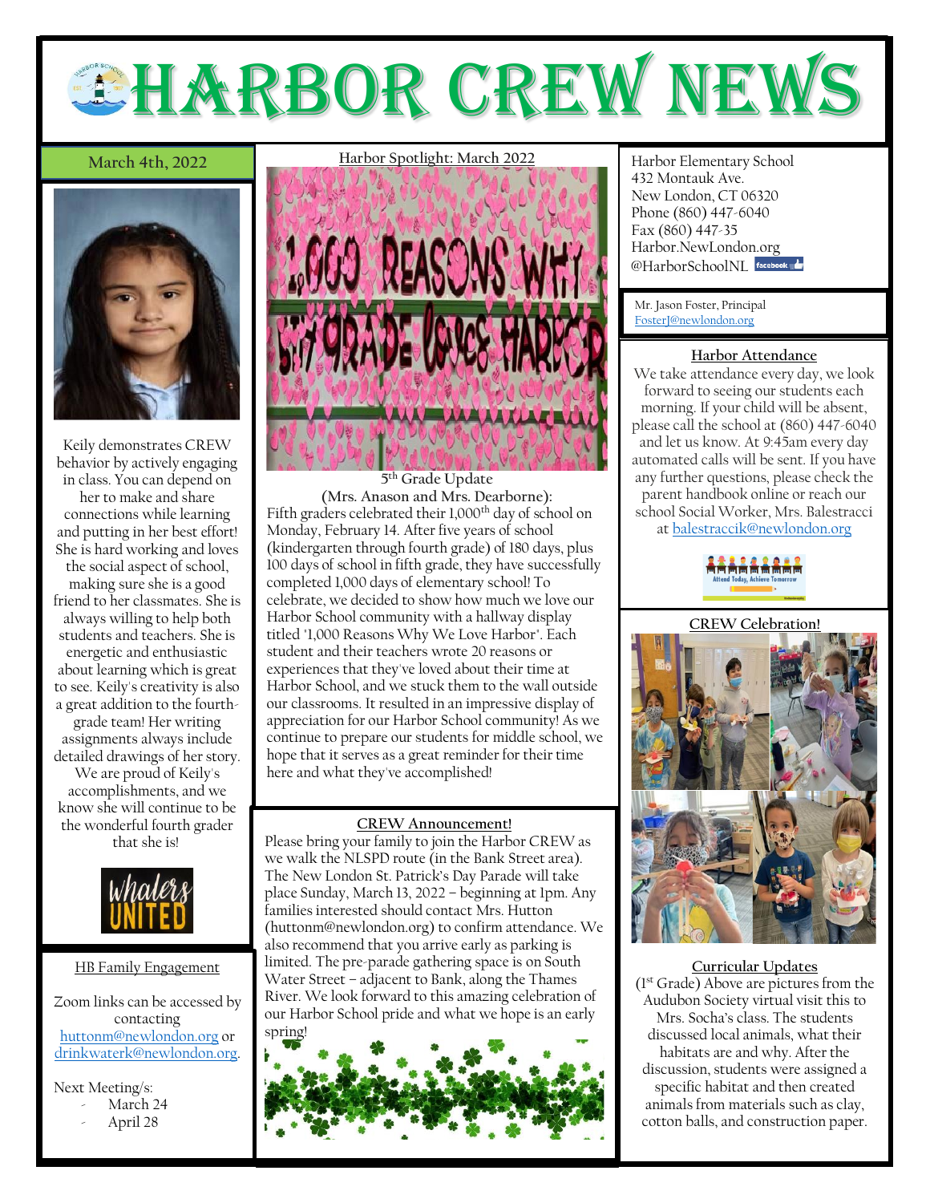# HARBOR CREW NEWS

**March 4th, 2022**

Keily demonstrates CREW behavior by actively engaging in class. You can depend on her to make and share connections while learning and putting in her best effort! She is hard working and loves the social aspect of school, making sure she is a good friend to her classmates. She is always willing to help both students and teachers. She is energetic and enthusiastic about learning which is great to see. Keily's creativity is also a great addition to the fourth-grade team! Her writing assignments always include detailed drawings of her story. We are proud of Keily's accomplishments, and we know she will continue to be the wonderful fourth grader that she is!

Whalers UNITED

## HB Family Engagement

Zoom links can be accessed by contacting huttonm@newlondon.org or drinkwaterk@newlondon.org.

Next Meeting/s:

- March 24
- April 28

## Harbor Spotlight: March 2022

**5th Grade Update (Mrs. Anason and Mrs. Dearborne):**

Fifth graders celebrated their 1,000th day of school on Monday, February 14. After five years of school (kindergarten through fourth grade) of 180 days, plus 100 days of school in fifth grade, they have successfully completed 1,000 days of elementary school! To celebrate, we decided to show how much we love our Harbor School community with a hallway display titled '1,000 Reasons Why We Love Harbor'. Each student and their teachers wrote 20 reasons or experiences that they've loved about their time at Harbor School, and we stuck them to the wall outside our classrooms. It resulted in an impressive display of appreciation for our Harbor School community! As we continue to prepare our students for middle school, we hope that it serves as a great reminder for their time here and what they've accomplished!

## CREW Announcement!

Please bring your family to join the Harbor CREW as we walk the NLSPD route (in the Bank Street area). The New London St. Patrick's Day Parade will take place Sunday, March 13, 2022 – beginning at 1pm. Any families interested should contact Mrs. Hutton (huttonm@newlondon.org) to confirm attendance. We also recommend that you arrive early as parking is limited. The pre-parade gathering space is on South Water Street – adjacent to Bank, along the Thames River. We look forward to this amazing celebration of our Harbor School pride and what we hope is an early spring!

Harbor Elementary School
432 Montauk Ave.
New London, CT 06320
Phone (860) 447-6040
Fax (860) 447-35
Harbor.NewLondon.org
@HarborSchoolNL

Mr. Jason Foster, Principal
FosterJ@newlondon.org

## Harbor Attendance

We take attendance every day, we look forward to seeing our students each morning. If your child will be absent, please call the school at (860) 447-6040 and let us know. At 9:45am every day automated calls will be sent. If you have any further questions, please check the parent handbook online or reach our school Social Worker, Mrs. Balestracci at balestraccik@newlondon.org

Attend Today, Achieve Tomorrow

## CREW Celebration!

## Curricular Updates

(1st Grade) Above are pictures from the Audubon Society virtual visit this to Mrs. Socha's class. The students discussed local animals, what their habitats are and why. After the discussion, students were assigned a specific habitat and then created animals from materials such as clay, cotton balls, and construction paper.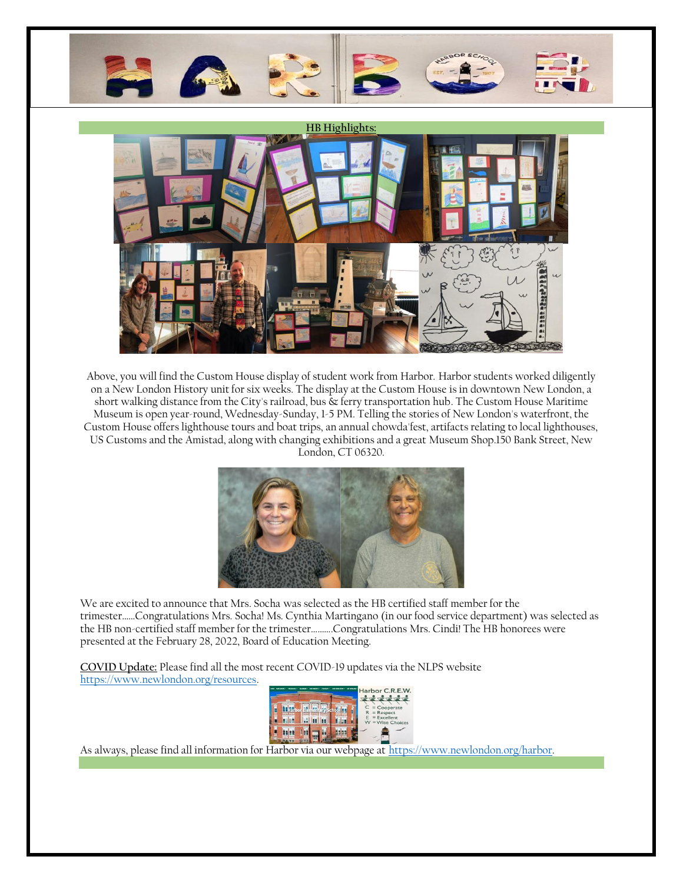**HB Highlights:**

Above, you will find the Custom House display of student work from Harbor. Harbor students worked diligently on a New London History unit for six weeks. The display at the Custom House is in downtown New London, a short walking distance from the City's railroad, bus & ferry transportation hub. The Custom House Maritime Museum is open year-round, Wednesday-Sunday, 1-5 PM. Telling the stories of New London's waterfront, the Custom House offers lighthouse tours and boat trips, an annual chowda'fest, artifacts relating to local lighthouses, US Customs and the Amistad, along with changing exhibitions and a great Museum Shop.150 Bank Street, New London, CT 06320.

We are excited to announce that Mrs. Socha was selected as the HB certified staff member for the trimester……Congratulations Mrs. Socha! Ms. Cynthia Martingano (in our food service department) was selected as the HB non-certified staff member for the trimester……….Congratulations Mrs. Cindi! The HB honorees were presented at the February 28, 2022, Board of Education Meeting.

**COVID Update:** Please find all the most recent COVID-19 updates via the NLPS website https://www.newlondon.org/resources.

As always, please find all information for Harbor via our webpage at https://www.newlondon.org/harbor.